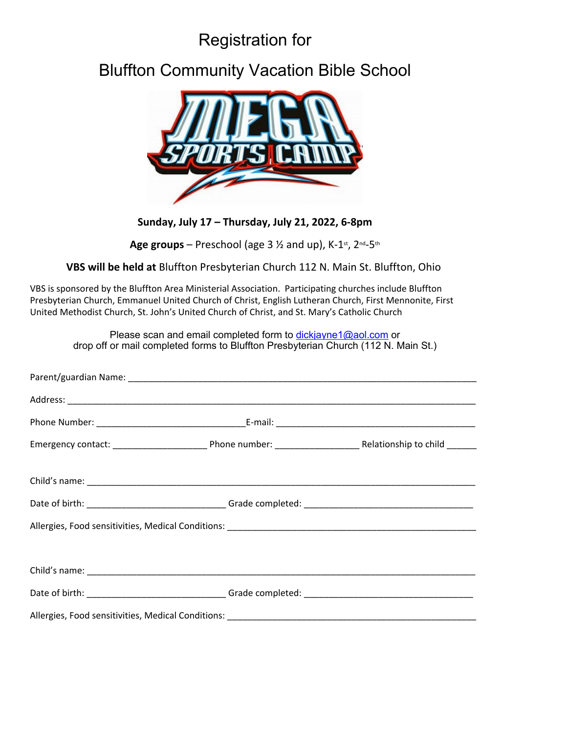# Registration for

# Bluffton Community Vacation Bible School

MEGA SPORTS CAMP

**Sunday, July 17 – Thursday, July 21, 2022, 6-8pm**

**Age groups** – Preschool (age 3 ½ and up), K-1st, 2nd-5th

**VBS will be held at** Bluffton Presbyterian Church 112 N. Main St. Bluffton, Ohio

VBS is sponsored by the Bluffton Area Ministerial Association. Participating churches include Bluffton Presbyterian Church, Emmanuel United Church of Christ, English Lutheran Church, First Mennonite, First United Methodist Church, St. John's United Church of Christ, and St. Mary's Catholic Church

Please scan and email completed form to dickjayne1@aol.com or drop off or mail completed forms to Bluffton Presbyterian Church (112 N. Main St.)

Parent/guardian Name: ___________________________________________________________________

Address: ________________________________________________________________________

Phone Number: ____________________________E-mail: ______________________________________

Emergency contact: __________________ Phone number: ________________ Relationship to child ______

Child's name: ______________________________________________________________________

Date of birth: ___________________________ Grade completed: _________________________________

Allergies, Food sensitivities, Medical Conditions: _________________________________________________

Child's name: ______________________________________________________________________

Date of birth: ___________________________ Grade completed: _________________________________

Allergies, Food sensitivities, Medical Conditions: _________________________________________________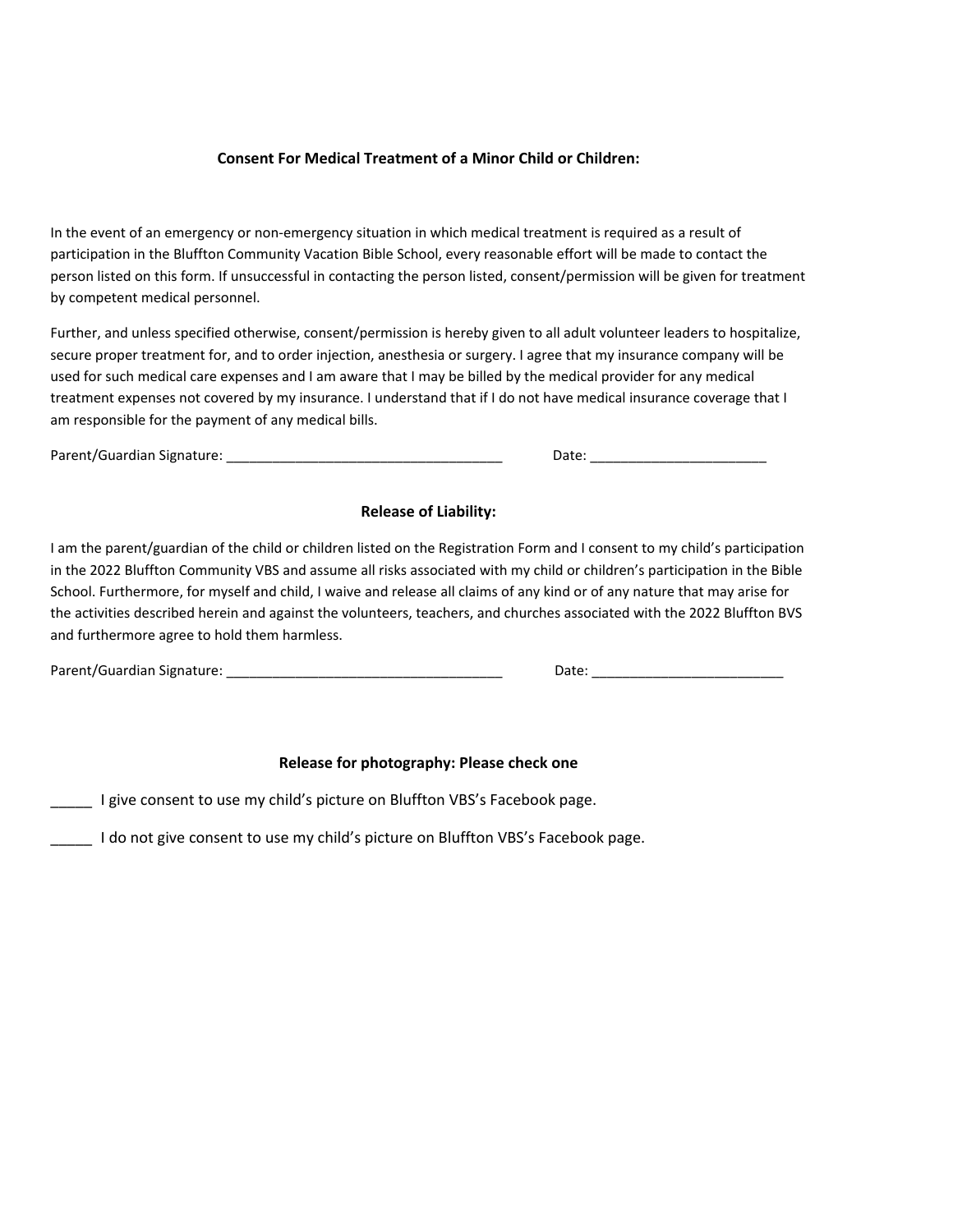**Consent For Medical Treatment of a Minor Child or Children:**

In the event of an emergency or non-emergency situation in which medical treatment is required as a result of participation in the Bluffton Community Vacation Bible School, every reasonable effort will be made to contact the person listed on this form. If unsuccessful in contacting the person listed, consent/permission will be given for treatment by competent medical personnel.

Further, and unless specified otherwise, consent/permission is hereby given to all adult volunteer leaders to hospitalize, secure proper treatment for, and to order injection, anesthesia or surgery. I agree that my insurance company will be used for such medical care expenses and I am aware that I may be billed by the medical provider for any medical treatment expenses not covered by my insurance. I understand that if I do not have medical insurance coverage that I am responsible for the payment of any medical bills.

Parent/Guardian Signature: ____________________________________ Date: _______________________

**Release of Liability:**

I am the parent/guardian of the child or children listed on the Registration Form and I consent to my child's participation in the 2022 Bluffton Community VBS and assume all risks associated with my child or children's participation in the Bible School. Furthermore, for myself and child, I waive and release all claims of any kind or of any nature that may arise for the activities described herein and against the volunteers, teachers, and churches associated with the 2022 Bluffton BVS and furthermore agree to hold them harmless.

Parent/Guardian Signature: ____________________________________ Date: _________________________

**Release for photography: Please check one**

_____ I give consent to use my child's picture on Bluffton VBS's Facebook page.

_____ I do not give consent to use my child's picture on Bluffton VBS's Facebook page.